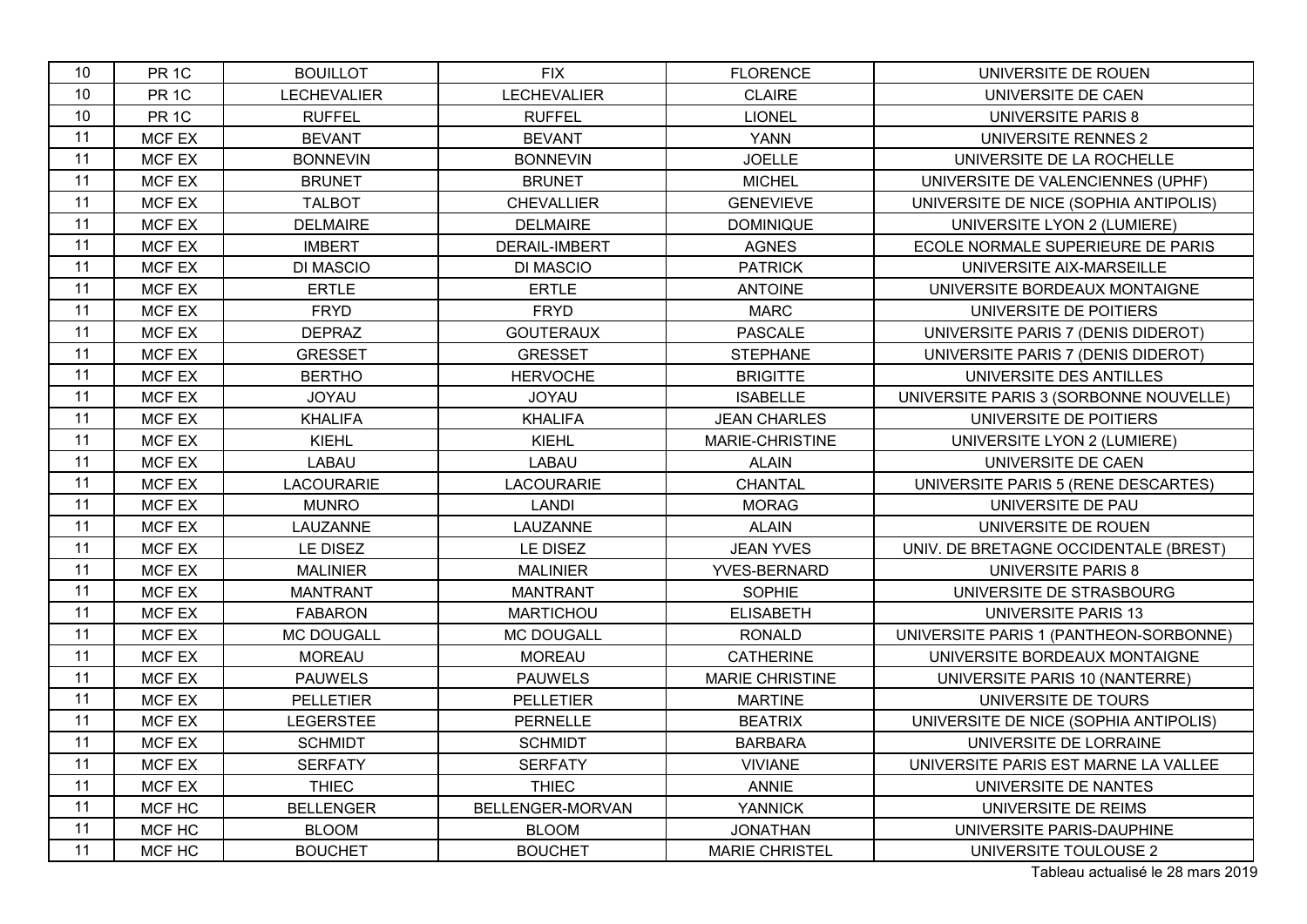| 10 | PR 1C | BOUILLOT | FIX | FLORENCE | UNIVERSITE DE ROUEN |
|---|---|---|---|---|---|
| 10 | PR 1C | LECHEVALIER | LECHEVALIER | CLAIRE | UNIVERSITE DE CAEN |
| 10 | PR 1C | RUFFEL | RUFFEL | LIONEL | UNIVERSITE PARIS 8 |
| 11 | MCF EX | BEVANT | BEVANT | YANN | UNIVERSITE RENNES 2 |
| 11 | MCF EX | BONNEVIN | BONNEVIN | JOELLE | UNIVERSITE DE LA ROCHELLE |
| 11 | MCF EX | BRUNET | BRUNET | MICHEL | UNIVERSITE DE VALENCIENNES (UPHF) |
| 11 | MCF EX | TALBOT | CHEVALLIER | GENEVIEVE | UNIVERSITE DE NICE (SOPHIA ANTIPOLIS) |
| 11 | MCF EX | DELMAIRE | DELMAIRE | DOMINIQUE | UNIVERSITE LYON 2 (LUMIERE) |
| 11 | MCF EX | IMBERT | DERAIL-IMBERT | AGNES | ECOLE NORMALE SUPERIEURE DE PARIS |
| 11 | MCF EX | DI MASCIO | DI MASCIO | PATRICK | UNIVERSITE AIX-MARSEILLE |
| 11 | MCF EX | ERTLE | ERTLE | ANTOINE | UNIVERSITE BORDEAUX MONTAIGNE |
| 11 | MCF EX | FRYD | FRYD | MARC | UNIVERSITE DE POITIERS |
| 11 | MCF EX | DEPRAZ | GOUTERAUX | PASCALE | UNIVERSITE PARIS 7 (DENIS DIDEROT) |
| 11 | MCF EX | GRESSET | GRESSET | STEPHANE | UNIVERSITE PARIS 7 (DENIS DIDEROT) |
| 11 | MCF EX | BERTHO | HERVOCHE | BRIGITTE | UNIVERSITE DES ANTILLES |
| 11 | MCF EX | JOYAU | JOYAU | ISABELLE | UNIVERSITE PARIS 3 (SORBONNE NOUVELLE) |
| 11 | MCF EX | KHALIFA | KHALIFA | JEAN CHARLES | UNIVERSITE DE POITIERS |
| 11 | MCF EX | KIEHL | KIEHL | MARIE-CHRISTINE | UNIVERSITE LYON 2 (LUMIERE) |
| 11 | MCF EX | LABAU | LABAU | ALAIN | UNIVERSITE DE CAEN |
| 11 | MCF EX | LACOURARIE | LACOURARIE | CHANTAL | UNIVERSITE PARIS 5 (RENE DESCARTES) |
| 11 | MCF EX | MUNRO | LANDI | MORAG | UNIVERSITE DE PAU |
| 11 | MCF EX | LAUZANNE | LAUZANNE | ALAIN | UNIVERSITE DE ROUEN |
| 11 | MCF EX | LE DISEZ | LE DISEZ | JEAN YVES | UNIV. DE BRETAGNE OCCIDENTALE (BREST) |
| 11 | MCF EX | MALINIER | MALINIER | YVES-BERNARD | UNIVERSITE PARIS 8 |
| 11 | MCF EX | MANTRANT | MANTRANT | SOPHIE | UNIVERSITE DE STRASBOURG |
| 11 | MCF EX | FABARON | MARTICHOU | ELISABETH | UNIVERSITE PARIS 13 |
| 11 | MCF EX | MC DOUGALL | MC DOUGALL | RONALD | UNIVERSITE PARIS 1 (PANTHEON-SORBONNE) |
| 11 | MCF EX | MOREAU | MOREAU | CATHERINE | UNIVERSITE BORDEAUX MONTAIGNE |
| 11 | MCF EX | PAUWELS | PAUWELS | MARIE CHRISTINE | UNIVERSITE PARIS 10 (NANTERRE) |
| 11 | MCF EX | PELLETIER | PELLETIER | MARTINE | UNIVERSITE DE TOURS |
| 11 | MCF EX | LEGERSTEE | PERNELLE | BEATRIX | UNIVERSITE DE NICE (SOPHIA ANTIPOLIS) |
| 11 | MCF EX | SCHMIDT | SCHMIDT | BARBARA | UNIVERSITE DE LORRAINE |
| 11 | MCF EX | SERFATY | SERFATY | VIVIANE | UNIVERSITE PARIS EST MARNE LA VALLEE |
| 11 | MCF EX | THIEC | THIEC | ANNIE | UNIVERSITE DE NANTES |
| 11 | MCF HC | BELLENGER | BELLENGER-MORVAN | YANNICK | UNIVERSITE DE REIMS |
| 11 | MCF HC | BLOOM | BLOOM | JONATHAN | UNIVERSITE PARIS-DAUPHINE |
| 11 | MCF HC | BOUCHET | BOUCHET | MARIE CHRISTEL | UNIVERSITE TOULOUSE 2 |

Tableau actualisé le 28 mars 2019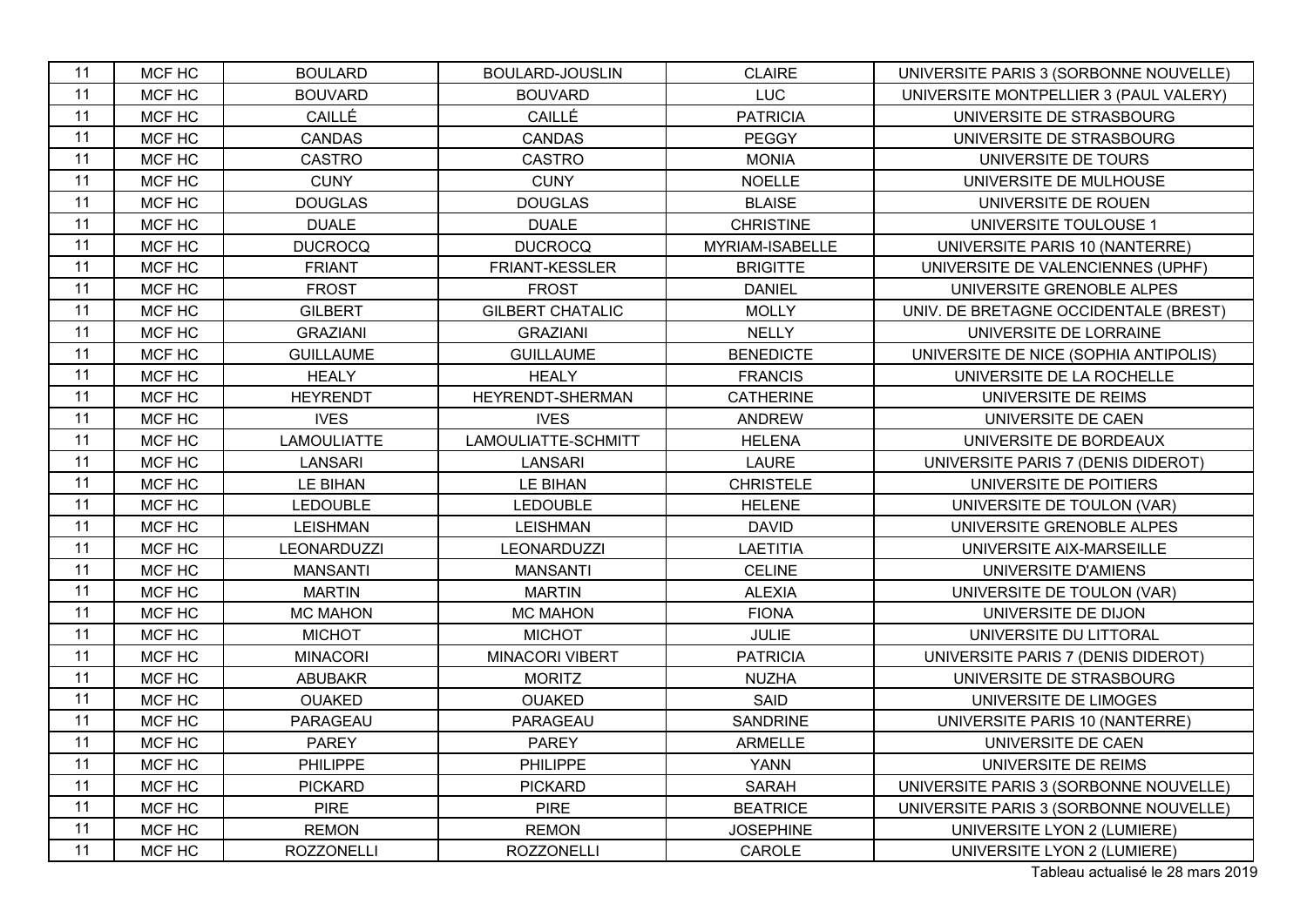| 11 | MCF HC | BOULARD | BOULARD-JOUSLIN | CLAIRE | UNIVERSITE PARIS 3 (SORBONNE NOUVELLE) |
|---|---|---|---|---|---|
| 11 | MCF HC | BOUVARD | BOUVARD | LUC | UNIVERSITE MONTPELLIER 3 (PAUL VALERY) |
| 11 | MCF HC | CAILLÉ | CAILLÉ | PATRICIA | UNIVERSITE DE STRASBOURG |
| 11 | MCF HC | CANDAS | CANDAS | PEGGY | UNIVERSITE DE STRASBOURG |
| 11 | MCF HC | CASTRO | CASTRO | MONIA | UNIVERSITE DE TOURS |
| 11 | MCF HC | CUNY | CUNY | NOELLE | UNIVERSITE DE MULHOUSE |
| 11 | MCF HC | DOUGLAS | DOUGLAS | BLAISE | UNIVERSITE DE ROUEN |
| 11 | MCF HC | DUALE | DUALE | CHRISTINE | UNIVERSITE TOULOUSE 1 |
| 11 | MCF HC | DUCROCQ | DUCROCQ | MYRIAM-ISABELLE | UNIVERSITE PARIS 10 (NANTERRE) |
| 11 | MCF HC | FRIANT | FRIANT-KESSLER | BRIGITTE | UNIVERSITE DE VALENCIENNES (UPHF) |
| 11 | MCF HC | FROST | FROST | DANIEL | UNIVERSITE GRENOBLE ALPES |
| 11 | MCF HC | GILBERT | GILBERT CHATALIC | MOLLY | UNIV. DE BRETAGNE OCCIDENTALE (BREST) |
| 11 | MCF HC | GRAZIANI | GRAZIANI | NELLY | UNIVERSITE DE LORRAINE |
| 11 | MCF HC | GUILLAUME | GUILLAUME | BENEDICTE | UNIVERSITE DE NICE (SOPHIA ANTIPOLIS) |
| 11 | MCF HC | HEALY | HEALY | FRANCIS | UNIVERSITE DE LA ROCHELLE |
| 11 | MCF HC | HEYRENDT | HEYRENDT-SHERMAN | CATHERINE | UNIVERSITE DE REIMS |
| 11 | MCF HC | IVES | IVES | ANDREW | UNIVERSITE DE CAEN |
| 11 | MCF HC | LAMOULIATTE | LAMOULIATTE-SCHMITT | HELENA | UNIVERSITE DE BORDEAUX |
| 11 | MCF HC | LANSARI | LANSARI | LAURE | UNIVERSITE PARIS 7 (DENIS DIDEROT) |
| 11 | MCF HC | LE BIHAN | LE BIHAN | CHRISTELE | UNIVERSITE DE POITIERS |
| 11 | MCF HC | LEDOUBLE | LEDOUBLE | HELENE | UNIVERSITE DE TOULON (VAR) |
| 11 | MCF HC | LEISHMAN | LEISHMAN | DAVID | UNIVERSITE GRENOBLE ALPES |
| 11 | MCF HC | LEONARDUZZI | LEONARDUZZI | LAETITIA | UNIVERSITE AIX-MARSEILLE |
| 11 | MCF HC | MANSANTI | MANSANTI | CELINE | UNIVERSITE D'AMIENS |
| 11 | MCF HC | MARTIN | MARTIN | ALEXIA | UNIVERSITE DE TOULON (VAR) |
| 11 | MCF HC | MC MAHON | MC MAHON | FIONA | UNIVERSITE DE DIJON |
| 11 | MCF HC | MICHOT | MICHOT | JULIE | UNIVERSITE DU LITTORAL |
| 11 | MCF HC | MINACORI | MINACORI VIBERT | PATRICIA | UNIVERSITE PARIS 7 (DENIS DIDEROT) |
| 11 | MCF HC | ABUBAKR | MORITZ | NUZHA | UNIVERSITE DE STRASBOURG |
| 11 | MCF HC | OUAKED | OUAKED | SAID | UNIVERSITE DE LIMOGES |
| 11 | MCF HC | PARAGEAU | PARAGEAU | SANDRINE | UNIVERSITE PARIS 10 (NANTERRE) |
| 11 | MCF HC | PAREY | PAREY | ARMELLE | UNIVERSITE DE CAEN |
| 11 | MCF HC | PHILIPPE | PHILIPPE | YANN | UNIVERSITE DE REIMS |
| 11 | MCF HC | PICKARD | PICKARD | SARAH | UNIVERSITE PARIS 3 (SORBONNE NOUVELLE) |
| 11 | MCF HC | PIRE | PIRE | BEATRICE | UNIVERSITE PARIS 3 (SORBONNE NOUVELLE) |
| 11 | MCF HC | REMON | REMON | JOSEPHINE | UNIVERSITE LYON 2 (LUMIERE) |
| 11 | MCF HC | ROZZONELLI | ROZZONELLI | CAROLE | UNIVERSITE LYON 2 (LUMIERE) |

Tableau actualisé le 28 mars 2019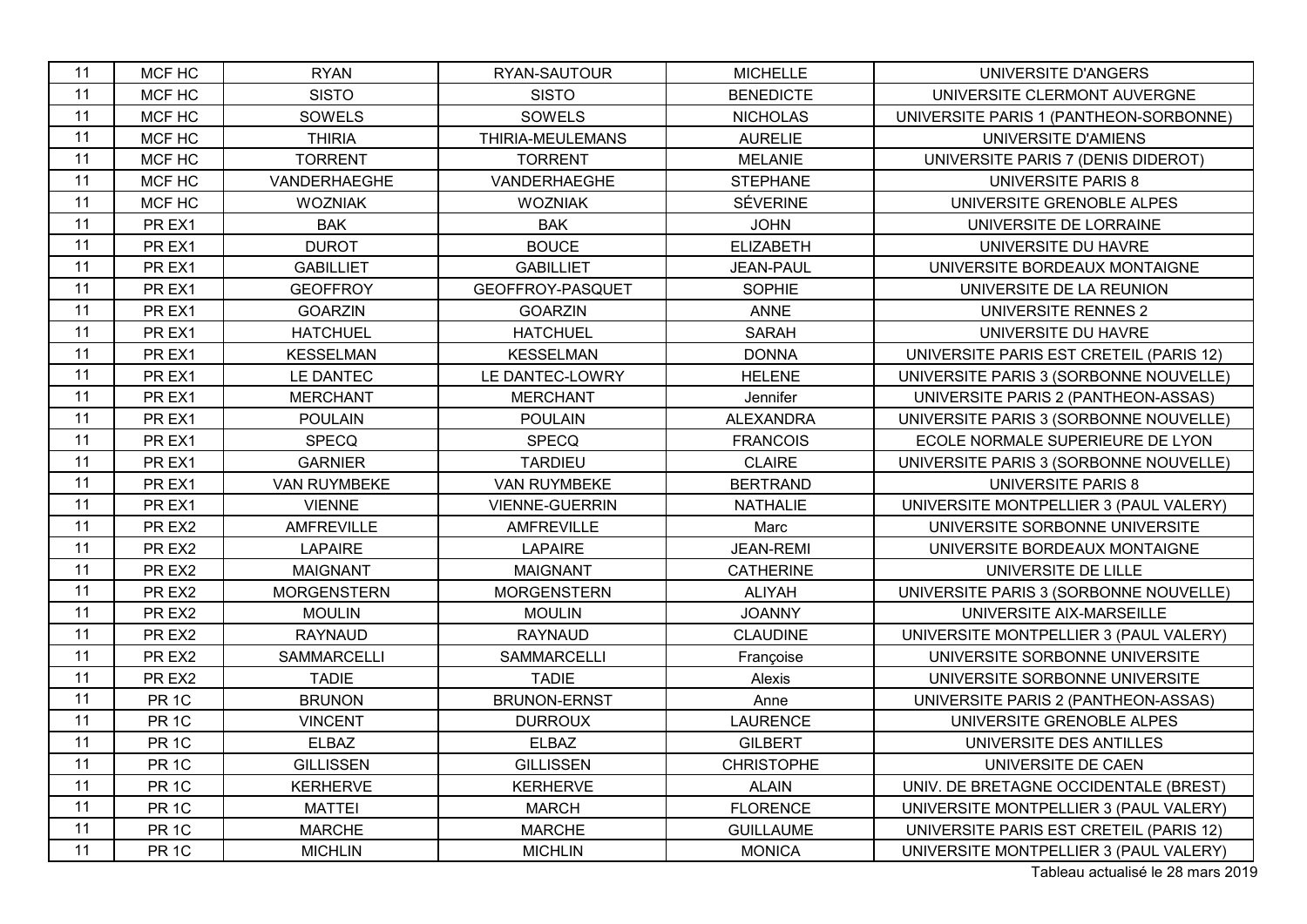| 11 | MCF HC | RYAN | RYAN-SAUTOUR | MICHELLE | UNIVERSITE D'ANGERS |
|---|---|---|---|---|---|
| 11 | MCF HC | SISTO | SISTO | BENEDICTE | UNIVERSITE CLERMONT AUVERGNE |
| 11 | MCF HC | SOWELS | SOWELS | NICHOLAS | UNIVERSITE PARIS 1 (PANTHEON-SORBONNE) |
| 11 | MCF HC | THIRIA | THIRIA-MEULEMANS | AURELIE | UNIVERSITE D'AMIENS |
| 11 | MCF HC | TORRENT | TORRENT | MELANIE | UNIVERSITE PARIS 7 (DENIS DIDEROT) |
| 11 | MCF HC | VANDERHAEGHE | VANDERHAEGHE | STEPHANE | UNIVERSITE PARIS 8 |
| 11 | MCF HC | WOZNIAK | WOZNIAK | SÉVERINE | UNIVERSITE GRENOBLE ALPES |
| 11 | PR EX1 | BAK | BAK | JOHN | UNIVERSITE DE LORRAINE |
| 11 | PR EX1 | DUROT | BOUCE | ELIZABETH | UNIVERSITE DU HAVRE |
| 11 | PR EX1 | GABILLIET | GABILLIET | JEAN-PAUL | UNIVERSITE BORDEAUX MONTAIGNE |
| 11 | PR EX1 | GEOFFROY | GEOFFROY-PASQUET | SOPHIE | UNIVERSITE DE LA REUNION |
| 11 | PR EX1 | GOARZIN | GOARZIN | ANNE | UNIVERSITE RENNES 2 |
| 11 | PR EX1 | HATCHUEL | HATCHUEL | SARAH | UNIVERSITE DU HAVRE |
| 11 | PR EX1 | KESSELMAN | KESSELMAN | DONNA | UNIVERSITE PARIS EST CRETEIL (PARIS 12) |
| 11 | PR EX1 | LE DANTEC | LE DANTEC-LOWRY | HELENE | UNIVERSITE PARIS 3 (SORBONNE NOUVELLE) |
| 11 | PR EX1 | MERCHANT | MERCHANT | Jennifer | UNIVERSITE PARIS 2 (PANTHEON-ASSAS) |
| 11 | PR EX1 | POULAIN | POULAIN | ALEXANDRA | UNIVERSITE PARIS 3 (SORBONNE NOUVELLE) |
| 11 | PR EX1 | SPECQ | SPECQ | FRANCOIS | ECOLE NORMALE SUPERIEURE DE LYON |
| 11 | PR EX1 | GARNIER | TARDIEU | CLAIRE | UNIVERSITE PARIS 3 (SORBONNE NOUVELLE) |
| 11 | PR EX1 | VAN RUYMBEKE | VAN RUYMBEKE | BERTRAND | UNIVERSITE PARIS 8 |
| 11 | PR EX1 | VIENNE | VIENNE-GUERRIN | NATHALIE | UNIVERSITE MONTPELLIER 3 (PAUL VALERY) |
| 11 | PR EX2 | AMFREVILLE | AMFREVILLE | Marc | UNIVERSITE SORBONNE UNIVERSITE |
| 11 | PR EX2 | LAPAIRE | LAPAIRE | JEAN-REMI | UNIVERSITE BORDEAUX MONTAIGNE |
| 11 | PR EX2 | MAIGNANT | MAIGNANT | CATHERINE | UNIVERSITE DE LILLE |
| 11 | PR EX2 | MORGENSTERN | MORGENSTERN | ALIYAH | UNIVERSITE PARIS 3 (SORBONNE NOUVELLE) |
| 11 | PR EX2 | MOULIN | MOULIN | JOANNY | UNIVERSITE AIX-MARSEILLE |
| 11 | PR EX2 | RAYNAUD | RAYNAUD | CLAUDINE | UNIVERSITE MONTPELLIER 3 (PAUL VALERY) |
| 11 | PR EX2 | SAMMARCELLI | SAMMARCELLI | Françoise | UNIVERSITE SORBONNE UNIVERSITE |
| 11 | PR EX2 | TADIE | TADIE | Alexis | UNIVERSITE SORBONNE UNIVERSITE |
| 11 | PR 1C | BRUNON | BRUNON-ERNST | Anne | UNIVERSITE PARIS 2 (PANTHEON-ASSAS) |
| 11 | PR 1C | VINCENT | DURROUX | LAURENCE | UNIVERSITE GRENOBLE ALPES |
| 11 | PR 1C | ELBAZ | ELBAZ | GILBERT | UNIVERSITE DES ANTILLES |
| 11 | PR 1C | GILLISSEN | GILLISSEN | CHRISTOPHE | UNIVERSITE DE CAEN |
| 11 | PR 1C | KERHERVE | KERHERVE | ALAIN | UNIV. DE BRETAGNE OCCIDENTALE (BREST) |
| 11 | PR 1C | MATTEI | MARCH | FLORENCE | UNIVERSITE MONTPELLIER 3 (PAUL VALERY) |
| 11 | PR 1C | MARCHE | MARCHE | GUILLAUME | UNIVERSITE PARIS EST CRETEIL (PARIS 12) |
| 11 | PR 1C | MICHLIN | MICHLIN | MONICA | UNIVERSITE MONTPELLIER 3 (PAUL VALERY) |

Tableau actualisé le 28 mars 2019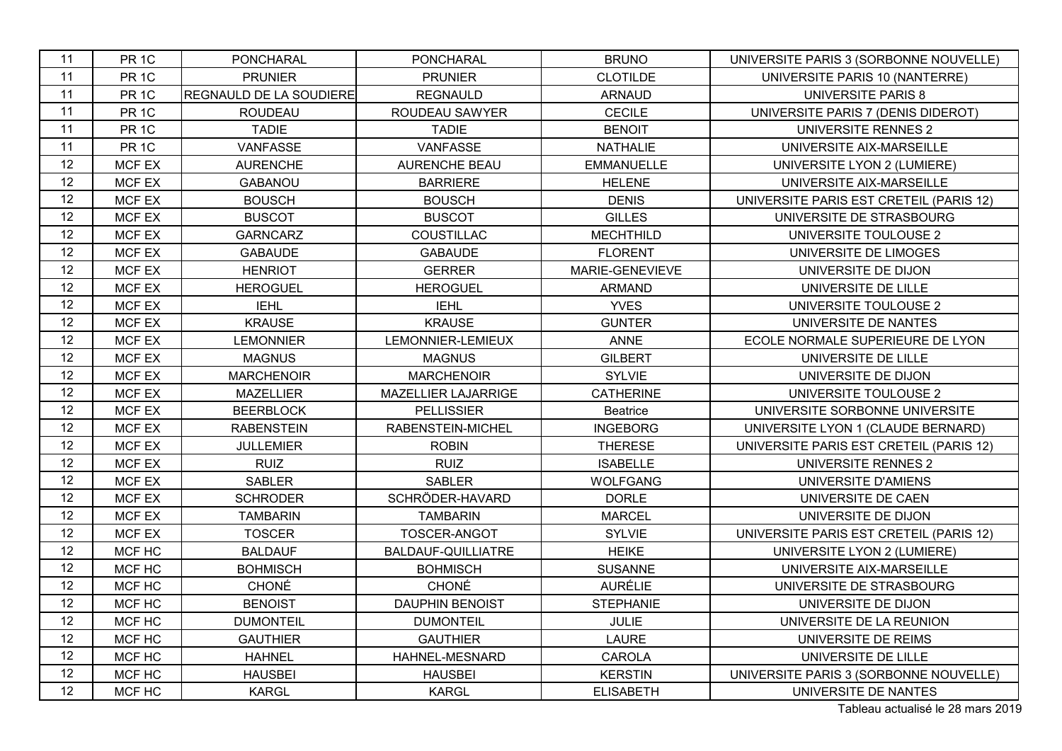| | | | | | |
|---|---|---|---|---|---|
| 11 | PR 1C | PONCHARAL | PONCHARAL | BRUNO | UNIVERSITE PARIS 3 (SORBONNE NOUVELLE) |
| 11 | PR 1C | PRUNIER | PRUNIER | CLOTILDE | UNIVERSITE PARIS 10 (NANTERRE) |
| 11 | PR 1C | REGNAULD DE LA SOUDIERE | REGNAULD | ARNAUD | UNIVERSITE PARIS 8 |
| 11 | PR 1C | ROUDEAU | ROUDEAU SAWYER | CECILE | UNIVERSITE PARIS 7 (DENIS DIDEROT) |
| 11 | PR 1C | TADIE | TADIE | BENOIT | UNIVERSITE RENNES 2 |
| 11 | PR 1C | VANFASSE | VANFASSE | NATHALIE | UNIVERSITE AIX-MARSEILLE |
| 12 | MCF EX | AURENCHE | AURENCHE BEAU | EMMANUELLE | UNIVERSITE LYON 2 (LUMIERE) |
| 12 | MCF EX | GABANOU | BARRIERE | HELENE | UNIVERSITE AIX-MARSEILLE |
| 12 | MCF EX | BOUSCH | BOUSCH | DENIS | UNIVERSITE PARIS EST CRETEIL (PARIS 12) |
| 12 | MCF EX | BUSCOT | BUSCOT | GILLES | UNIVERSITE DE STRASBOURG |
| 12 | MCF EX | GARNCARZ | COUSTILLAC | MECHTHILD | UNIVERSITE TOULOUSE 2 |
| 12 | MCF EX | GABAUDE | GABAUDE | FLORENT | UNIVERSITE DE LIMOGES |
| 12 | MCF EX | HENRIOT | GERRER | MARIE-GENEVIEVE | UNIVERSITE DE DIJON |
| 12 | MCF EX | HEROGUEL | HEROGUEL | ARMAND | UNIVERSITE DE LILLE |
| 12 | MCF EX | IEHL | IEHL | YVES | UNIVERSITE TOULOUSE 2 |
| 12 | MCF EX | KRAUSE | KRAUSE | GUNTER | UNIVERSITE DE NANTES |
| 12 | MCF EX | LEMONNIER | LEMONNIER-LEMIEUX | ANNE | ECOLE NORMALE SUPERIEURE DE LYON |
| 12 | MCF EX | MAGNUS | MAGNUS | GILBERT | UNIVERSITE DE LILLE |
| 12 | MCF EX | MARCHENOIR | MARCHENOIR | SYLVIE | UNIVERSITE DE DIJON |
| 12 | MCF EX | MAZELLIER | MAZELLIER LAJARRIGE | CATHERINE | UNIVERSITE TOULOUSE 2 |
| 12 | MCF EX | BEERBLOCK | PELLISSIER | Beatrice | UNIVERSITE SORBONNE UNIVERSITE |
| 12 | MCF EX | RABENSTEIN | RABENSTEIN-MICHEL | INGEBORG | UNIVERSITE LYON 1 (CLAUDE BERNARD) |
| 12 | MCF EX | JULLEMIER | ROBIN | THERESE | UNIVERSITE PARIS EST CRETEIL (PARIS 12) |
| 12 | MCF EX | RUIZ | RUIZ | ISABELLE | UNIVERSITE RENNES 2 |
| 12 | MCF EX | SABLER | SABLER | WOLFGANG | UNIVERSITE D'AMIENS |
| 12 | MCF EX | SCHRODER | SCHRÖDER-HAVARD | DORLE | UNIVERSITE DE CAEN |
| 12 | MCF EX | TAMBARIN | TAMBARIN | MARCEL | UNIVERSITE DE DIJON |
| 12 | MCF EX | TOSCER | TOSCER-ANGOT | SYLVIE | UNIVERSITE PARIS EST CRETEIL (PARIS 12) |
| 12 | MCF HC | BALDAUF | BALDAUF-QUILLIATRE | HEIKE | UNIVERSITE LYON 2 (LUMIERE) |
| 12 | MCF HC | BOHMISCH | BOHMISCH | SUSANNE | UNIVERSITE AIX-MARSEILLE |
| 12 | MCF HC | CHONÉ | CHONÉ | AURÉLIE | UNIVERSITE DE STRASBOURG |
| 12 | MCF HC | BENOIST | DAUPHIN BENOIST | STEPHANIE | UNIVERSITE DE DIJON |
| 12 | MCF HC | DUMONTEIL | DUMONTEIL | JULIE | UNIVERSITE DE LA REUNION |
| 12 | MCF HC | GAUTHIER | GAUTHIER | LAURE | UNIVERSITE DE REIMS |
| 12 | MCF HC | HAHNEL | HAHNEL-MESNARD | CAROLA | UNIVERSITE DE LILLE |
| 12 | MCF HC | HAUSBEI | HAUSBEI | KERSTIN | UNIVERSITE PARIS 3 (SORBONNE NOUVELLE) |
| 12 | MCF HC | KARGL | KARGL | ELISABETH | UNIVERSITE DE NANTES |

Tableau actualisé le 28 mars 2019